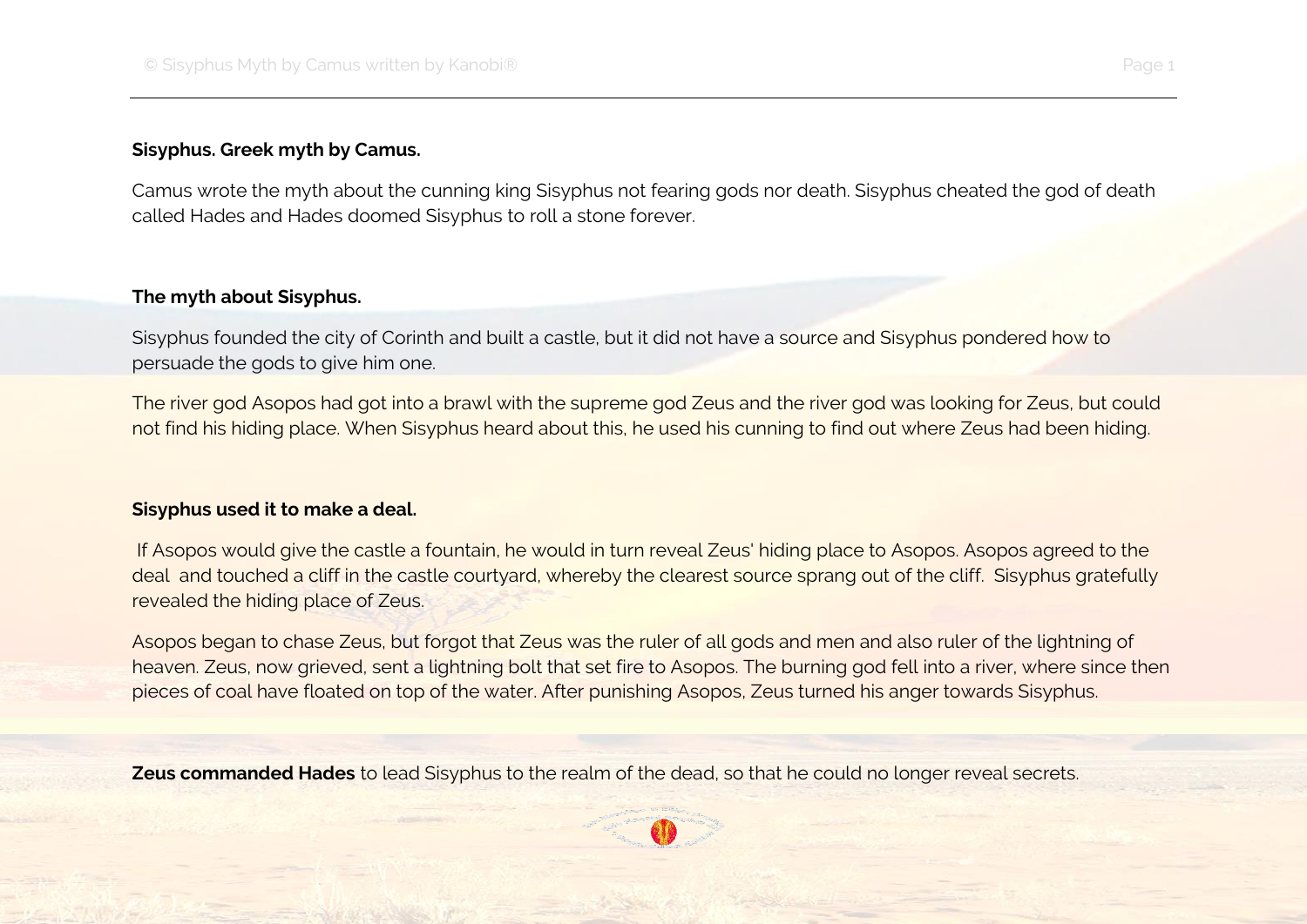**Sisyphus. Greek myth by Camus.**

Camus wrote the myth about the cunning king Sisyphus not fearing gods nor death. Sisyphus cheated the god of death called Hades and Hades doomed Sisyphus to roll a stone forever.

**The myth about Sisyphus.**

Sisyphus founded the city of Corinth and built a castle, but it did not have a source and Sisyphus pondered how to persuade the gods to give him one.

The river god Asopos had got into a brawl with the supreme god Zeus and the river god was looking for Zeus, but could not find his hiding place. When Sisyphus heard about this, he used his cunning to find out where Zeus had been hiding.

**Sisyphus used it to make a deal.**

If Asopos would give the castle a fountain, he would in turn reveal Zeus' hiding place to Asopos. Asopos agreed to the deal and touched a cliff in the castle courtyard, whereby the clearest source sprang out of the cliff. Sisyphus gratefully revealed the hiding place of Zeus.

Asopos began to chase Zeus, but forgot that Zeus was the ruler of all gods and men and also ruler of the lightning of heaven. Zeus, now grieved, sent a lightning bolt that set fire to Asopos. The burning god fell into a river, where since then pieces of coal have floated on top of the water. After punishing Asopos, Zeus turned his anger towards Sisyphus.

**Zeus commanded Hades** to lead Sisyphus to the realm of the dead, so that he could no longer reveal secrets.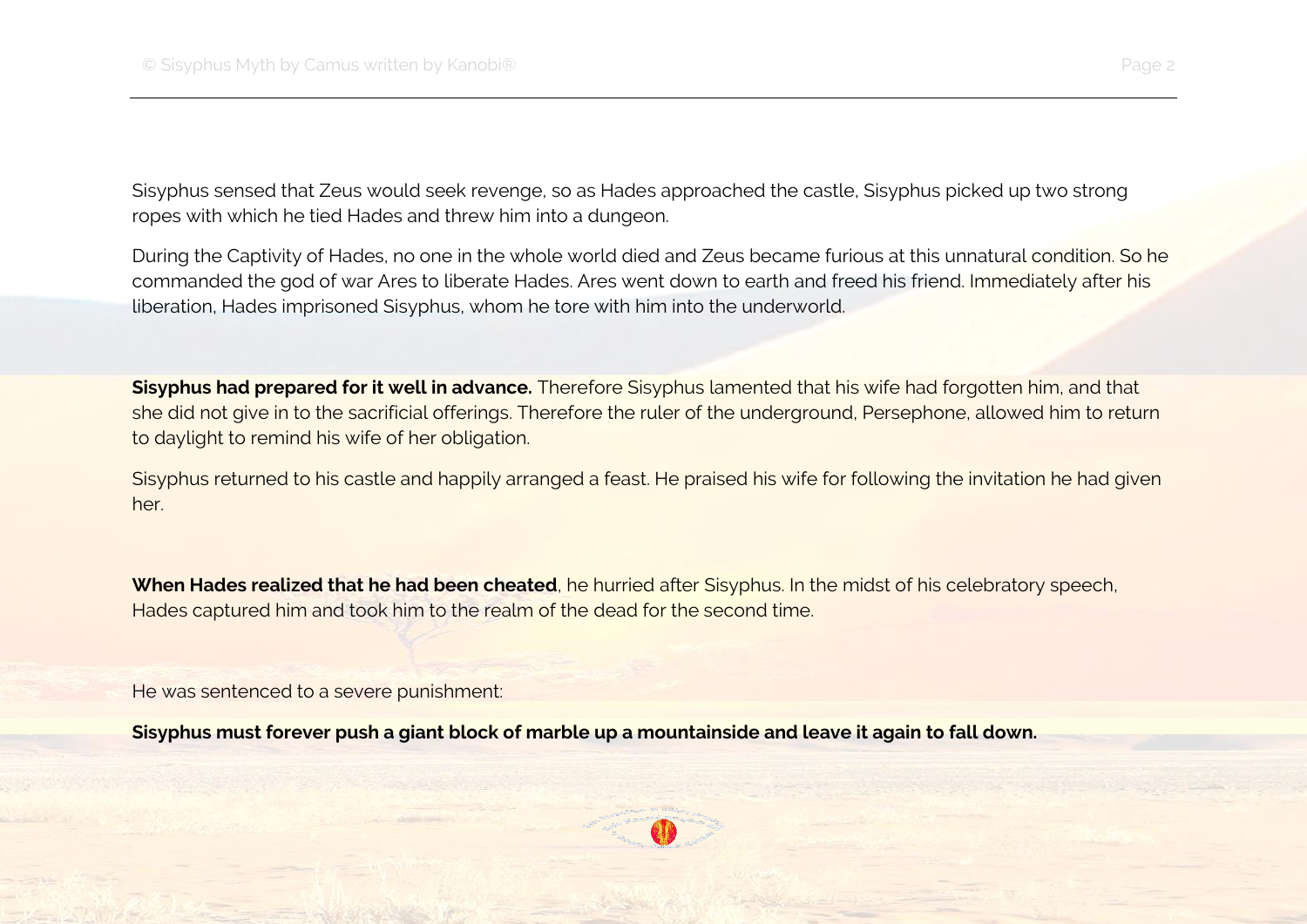Sisyphus sensed that Zeus would seek revenge, so as Hades approached the castle, Sisyphus picked up two strong ropes with which he tied Hades and threw him into a dungeon.

During the Captivity of Hades, no one in the whole world died and Zeus became furious at this unnatural condition. So he commanded the god of war Ares to liberate Hades. Ares went down to earth and freed his friend. Immediately after his liberation, Hades imprisoned Sisyphus, whom he tore with him into the underworld.

**Sisyphus had prepared for it well in advance.** Therefore Sisyphus lamented that his wife had forgotten him, and that she did not give in to the sacrificial offerings. Therefore the ruler of the underground, Persephone, allowed him to return to daylight to remind his wife of her obligation.

Sisyphus returned to his castle and happily arranged a feast. He praised his wife for following the invitation he had given her.

**When Hades realized that he had been cheated**, he hurried after Sisyphus. In the midst of his celebratory speech, Hades captured him and took him to the realm of the dead for the second time.

He was sentenced to a severe punishment:

**Sisyphus must forever push a giant block of marble up a mountainside and leave it again to fall down.**